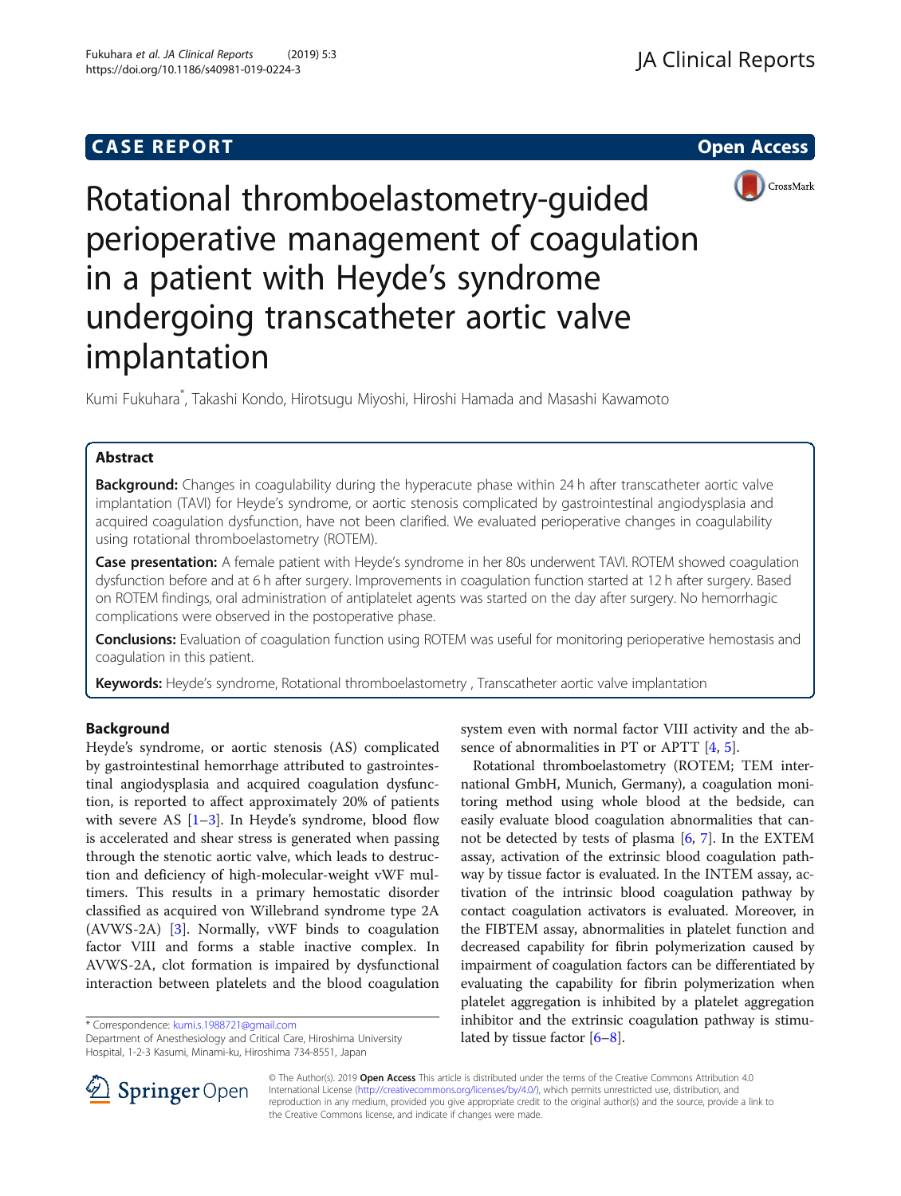CASE REPORT

Open Access

# Rotational thromboelastometry-guided perioperative management of coagulation in a patient with Heyde's syndrome undergoing transcatheter aortic valve implantation

Kumi Fukuhara*, Takashi Kondo, Hirotsugu Miyoshi, Hiroshi Hamada and Masashi Kawamoto

## Abstract

**Background:** Changes in coagulability during the hyperacute phase within 24 h after transcatheter aortic valve implantation (TAVI) for Heyde's syndrome, or aortic stenosis complicated by gastrointestinal angiodysplasia and acquired coagulation dysfunction, have not been clarified. We evaluated perioperative changes in coagulability using rotational thromboelastometry (ROTEM).

**Case presentation:** A female patient with Heyde's syndrome in her 80s underwent TAVI. ROTEM showed coagulation dysfunction before and at 6 h after surgery. Improvements in coagulation function started at 12 h after surgery. Based on ROTEM findings, oral administration of antiplatelet agents was started on the day after surgery. No hemorrhagic complications were observed in the postoperative phase.

**Conclusions:** Evaluation of coagulation function using ROTEM was useful for monitoring perioperative hemostasis and coagulation in this patient.

**Keywords:** Heyde's syndrome, Rotational thromboelastometry , Transcatheter aortic valve implantation

## Background

Heyde's syndrome, or aortic stenosis (AS) complicated by gastrointestinal hemorrhage attributed to gastrointestinal angiodysplasia and acquired coagulation dysfunction, is reported to affect approximately 20% of patients with severe AS [1–3]. In Heyde's syndrome, blood flow is accelerated and shear stress is generated when passing through the stenotic aortic valve, which leads to destruction and deficiency of high-molecular-weight vWF multimers. This results in a primary hemostatic disorder classified as acquired von Willebrand syndrome type 2A (AVWS-2A) [3]. Normally, vWF binds to coagulation factor VIII and forms a stable inactive complex. In AVWS-2A, clot formation is impaired by dysfunctional interaction between platelets and the blood coagulation system even with normal factor VIII activity and the absence of abnormalities in PT or APTT [4, 5].

Rotational thromboelastometry (ROTEM; TEM international GmbH, Munich, Germany), a coagulation monitoring method using whole blood at the bedside, can easily evaluate blood coagulation abnormalities that cannot be detected by tests of plasma [6, 7]. In the EXTEM assay, activation of the extrinsic blood coagulation pathway by tissue factor is evaluated. In the INTEM assay, activation of the intrinsic blood coagulation pathway by contact coagulation activators is evaluated. Moreover, in the FIBTEM assay, abnormalities in platelet function and decreased capability for fibrin polymerization caused by impairment of coagulation factors can be differentiated by evaluating the capability for fibrin polymerization when platelet aggregation is inhibited by a platelet aggregation inhibitor and the extrinsic coagulation pathway is stimulated by tissue factor [6–8].

* Correspondence: kumi.s.1988721@gmail.com
Department of Anesthesiology and Critical Care, Hiroshima University Hospital, 1-2-3 Kasumi, Minami-ku, Hiroshima 734-8551, Japan

© The Author(s). 2019 **Open Access** This article is distributed under the terms of the Creative Commons Attribution 4.0 International License (http://creativecommons.org/licenses/by/4.0/), which permits unrestricted use, distribution, and reproduction in any medium, provided you give appropriate credit to the original author(s) and the source, provide a link to the Creative Commons license, and indicate if changes were made.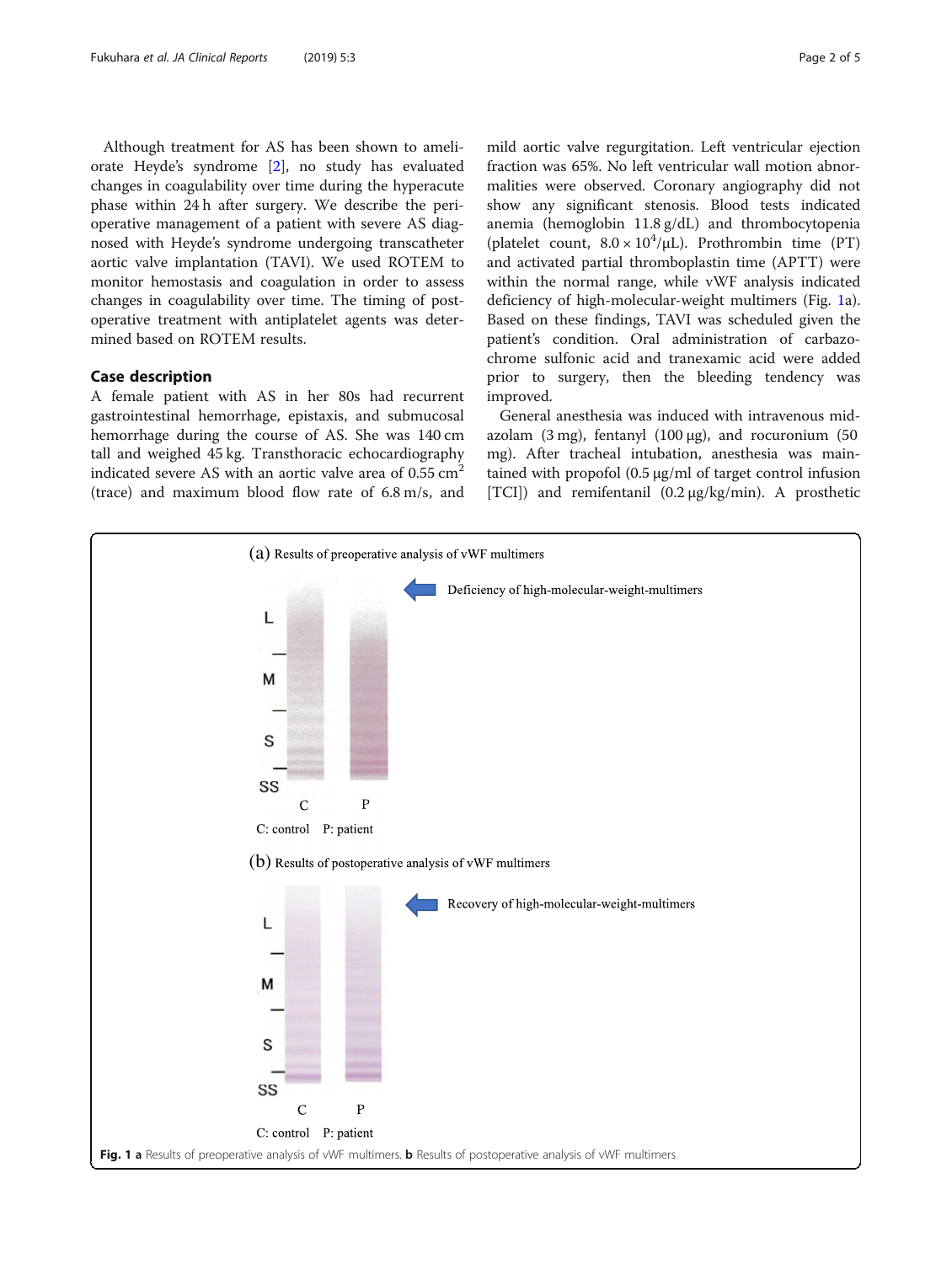Although treatment for AS has been shown to ameliorate Heyde's syndrome [2], no study has evaluated changes in coagulability over time during the hyperacute phase within 24 h after surgery. We describe the perioperative management of a patient with severe AS diagnosed with Heyde's syndrome undergoing transcatheter aortic valve implantation (TAVI). We used ROTEM to monitor hemostasis and coagulation in order to assess changes in coagulability over time. The timing of postoperative treatment with antiplatelet agents was determined based on ROTEM results.

## Case description

A female patient with AS in her 80s had recurrent gastrointestinal hemorrhage, epistaxis, and submucosal hemorrhage during the course of AS. She was 140 cm tall and weighed 45 kg. Transthoracic echocardiography indicated severe AS with an aortic valve area of 0.55 $cm^2$ (trace) and maximum blood flow rate of 6.8 m/s, and mild aortic valve regurgitation. Left ventricular ejection fraction was 65%. No left ventricular wall motion abnormalities were observed. Coronary angiography did not show any significant stenosis. Blood tests indicated anemia (hemoglobin 11.8 g/dL) and thrombocytopenia (platelet count, $8.0 \times 10^4$/μL). Prothrombin time (PT) and activated partial thromboplastin time (APTT) were within the normal range, while vWF analysis indicated deficiency of high-molecular-weight multimers (Fig. 1a). Based on these findings, TAVI was scheduled given the patient's condition. Oral administration of carbazochrome sulfonic acid and tranexamic acid were added prior to surgery, then the bleeding tendency was improved.

General anesthesia was induced with intravenous midazolam (3 mg), fentanyl (100 μg), and rocuronium (50 mg). After tracheal intubation, anesthesia was maintained with propofol (0.5 μg/ml of target control infusion [TCI]) and remifentanil (0.2 μg/kg/min). A prosthetic

**Fig. 1** **a** Results of preoperative analysis of vWF multimers. **b** Results of postoperative analysis of vWF multimers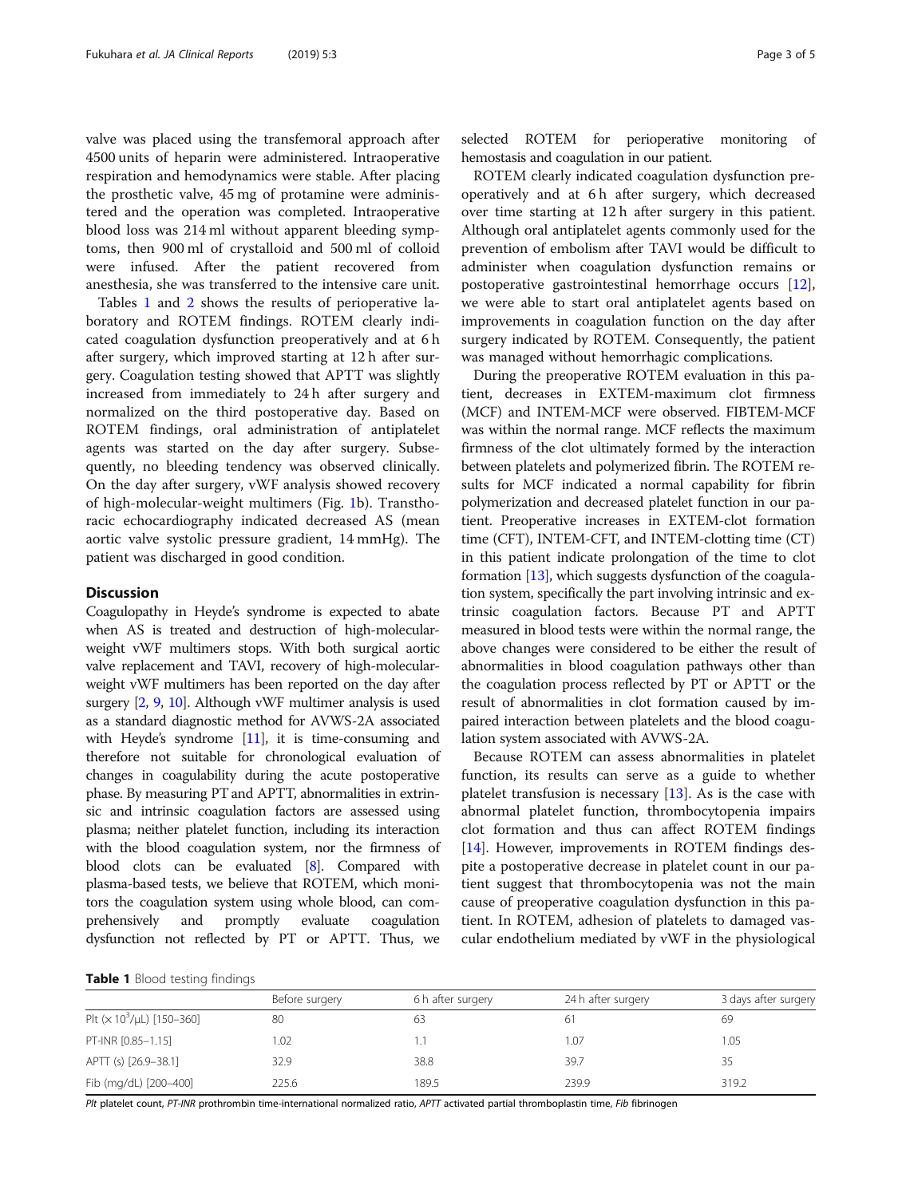valve was placed using the transfemoral approach after 4500 units of heparin were administered. Intraoperative respiration and hemodynamics were stable. After placing the prosthetic valve, 45 mg of protamine were administered and the operation was completed. Intraoperative blood loss was 214 ml without apparent bleeding symptoms, then 900 ml of crystalloid and 500 ml of colloid were infused. After the patient recovered from anesthesia, she was transferred to the intensive care unit.

Tables 1 and 2 shows the results of perioperative laboratory and ROTEM findings. ROTEM clearly indicated coagulation dysfunction preoperatively and at 6 h after surgery, which improved starting at 12 h after surgery. Coagulation testing showed that APTT was slightly increased from immediately to 24 h after surgery and normalized on the third postoperative day. Based on ROTEM findings, oral administration of antiplatelet agents was started on the day after surgery. Subsequently, no bleeding tendency was observed clinically. On the day after surgery, vWF analysis showed recovery of high-molecular-weight multimers (Fig. 1b). Transthoracic echocardiography indicated decreased AS (mean aortic valve systolic pressure gradient, 14 mmHg). The patient was discharged in good condition.

## Discussion

Coagulopathy in Heyde's syndrome is expected to abate when AS is treated and destruction of high-molecular-weight vWF multimers stops. With both surgical aortic valve replacement and TAVI, recovery of high-molecular-weight vWF multimers has been reported on the day after surgery [2, 9, 10]. Although vWF multimer analysis is used as a standard diagnostic method for AVWS-2A associated with Heyde's syndrome [11], it is time-consuming and therefore not suitable for chronological evaluation of changes in coagulability during the acute postoperative phase. By measuring PT and APTT, abnormalities in extrinsic and intrinsic coagulation factors are assessed using plasma; neither platelet function, including its interaction with the blood coagulation system, nor the firmness of blood clots can be evaluated [8]. Compared with plasma-based tests, we believe that ROTEM, which monitors the coagulation system using whole blood, can comprehensively and promptly evaluate coagulation dysfunction not reflected by PT or APTT. Thus, we selected ROTEM for perioperative monitoring of hemostasis and coagulation in our patient.

ROTEM clearly indicated coagulation dysfunction preoperatively and at 6 h after surgery, which decreased over time starting at 12 h after surgery in this patient. Although oral antiplatelet agents commonly used for the prevention of embolism after TAVI would be difficult to administer when coagulation dysfunction remains or postoperative gastrointestinal hemorrhage occurs [12], we were able to start oral antiplatelet agents based on improvements in coagulation function on the day after surgery indicated by ROTEM. Consequently, the patient was managed without hemorrhagic complications.

During the preoperative ROTEM evaluation in this patient, decreases in EXTEM-maximum clot firmness (MCF) and INTEM-MCF were observed. FIBTEM-MCF was within the normal range. MCF reflects the maximum firmness of the clot ultimately formed by the interaction between platelets and polymerized fibrin. The ROTEM results for MCF indicated a normal capability for fibrin polymerization and decreased platelet function in our patient. Preoperative increases in EXTEM-clot formation time (CFT), INTEM-CFT, and INTEM-clotting time (CT) in this patient indicate prolongation of the time to clot formation [13], which suggests dysfunction of the coagulation system, specifically the part involving intrinsic and extrinsic coagulation factors. Because PT and APTT measured in blood tests were within the normal range, the above changes were considered to be either the result of abnormalities in blood coagulation pathways other than the coagulation process reflected by PT or APTT or the result of abnormalities in clot formation caused by impaired interaction between platelets and the blood coagulation system associated with AVWS-2A.

Because ROTEM can assess abnormalities in platelet function, its results can serve as a guide to whether platelet transfusion is necessary [13]. As is the case with abnormal platelet function, thrombocytopenia impairs clot formation and thus can affect ROTEM findings [14]. However, improvements in ROTEM findings despite a postoperative decrease in platelet count in our patient suggest that thrombocytopenia was not the main cause of preoperative coagulation dysfunction in this patient. In ROTEM, adhesion of platelets to damaged vascular endothelium mediated by vWF in the physiological

**Table 1** Blood testing findings

| | Before surgery | 6 h after surgery | 24 h after surgery | 3 days after surgery |
|---|---|---|---|---|
| Plt ($\times 10^3$/μL) [150–360] | 80 | 63 | 61 | 69 |
| PT-INR [0.85–1.15] | 1.02 | 1.1 | 1.07 | 1.05 |
| APTT (s) [26.9–38.1] | 32.9 | 38.8 | 39.7 | 35 |
| Fib (mg/dL) [200–400] | 225.6 | 189.5 | 239.9 | 319.2 |

*Plt* platelet count, *PT-INR* prothrombin time-international normalized ratio, *APTT* activated partial thromboplastin time, *Fib* fibrinogen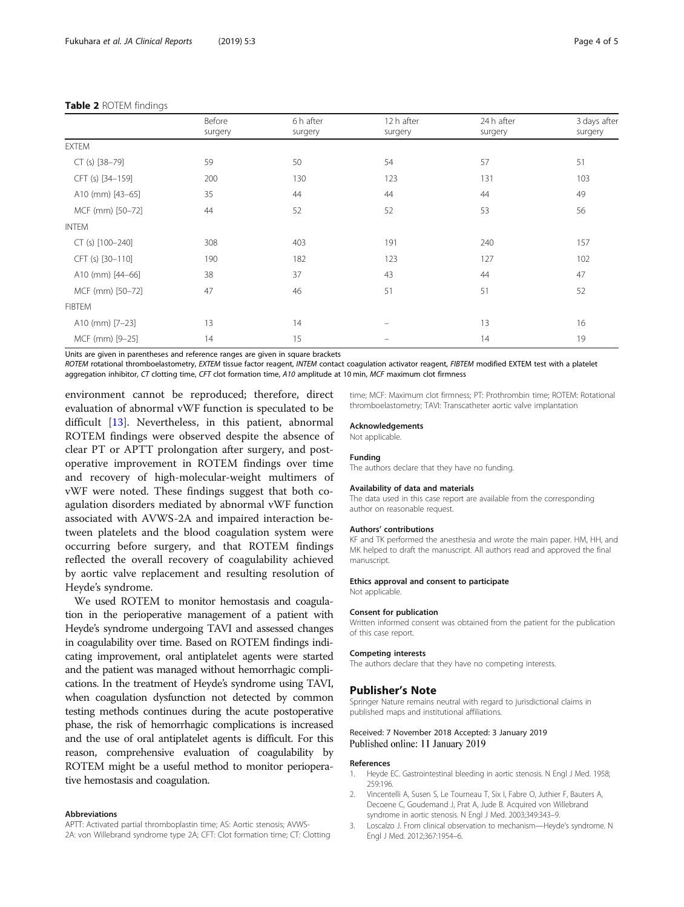**Table 2** ROTEM findings

| | Before surgery | 6 h after surgery | 12 h after surgery | 24 h after surgery | 3 days after surgery |
|---|---|---|---|---|---|
| EXTEM | | | | | |
| CT (s) [38–79] | 59 | 50 | 54 | 57 | 51 |
| CFT (s) [34–159] | 200 | 130 | 123 | 131 | 103 |
| A10 (mm) [43–65] | 35 | 44 | 44 | 44 | 49 |
| MCF (mm) [50–72] | 44 | 52 | 52 | 53 | 56 |
| INTEM | | | | | |
| CT (s) [100–240] | 308 | 403 | 191 | 240 | 157 |
| CFT (s) [30–110] | 190 | 182 | 123 | 127 | 102 |
| A10 (mm) [44–66] | 38 | 37 | 43 | 44 | 47 |
| MCF (mm) [50–72] | 47 | 46 | 51 | 51 | 52 |
| FIBTEM | | | | | |
| A10 (mm) [7–23] | 13 | 14 | – | 13 | 16 |
| MCF (mm) [9–25] | 14 | 15 | – | 14 | 19 |

Units are given in parentheses and reference ranges are given in square brackets

*ROTEM* rotational thromboelastometry, *EXTEM* tissue factor reagent, *INTEM* contact coagulation activator reagent, *FIBTEM* modified EXTEM test with a platelet aggregation inhibitor, *CT* clotting time, *CFT* clot formation time, *A10* amplitude at 10 min, *MCF* maximum clot firmness

environment cannot be reproduced; therefore, direct evaluation of abnormal vWF function is speculated to be difficult [13]. Nevertheless, in this patient, abnormal ROTEM findings were observed despite the absence of clear PT or APTT prolongation after surgery, and postoperative improvement in ROTEM findings over time and recovery of high-molecular-weight multimers of vWF were noted. These findings suggest that both coagulation disorders mediated by abnormal vWF function associated with AVWS-2A and impaired interaction between platelets and the blood coagulation system were occurring before surgery, and that ROTEM findings reflected the overall recovery of coagulability achieved by aortic valve replacement and resulting resolution of Heyde's syndrome.

We used ROTEM to monitor hemostasis and coagulation in the perioperative management of a patient with Heyde's syndrome undergoing TAVI and assessed changes in coagulability over time. Based on ROTEM findings indicating improvement, oral antiplatelet agents were started and the patient was managed without hemorrhagic complications. In the treatment of Heyde's syndrome using TAVI, when coagulation dysfunction not detected by common testing methods continues during the acute postoperative phase, the risk of hemorrhagic complications is increased and the use of oral antiplatelet agents is difficult. For this reason, comprehensive evaluation of coagulability by ROTEM might be a useful method to monitor perioperative hemostasis and coagulation.

#### Abbreviations

APTT: Activated partial thromboplastin time; AS: Aortic stenosis; AVWS-2A: von Willebrand syndrome type 2A; CFT: Clot formation time; CT: Clotting time; MCF: Maximum clot firmness; PT: Prothrombin time; ROTEM: Rotational thromboelastometry; TAVI: Transcatheter aortic valve implantation

#### Acknowledgements

Not applicable.

#### Funding

The authors declare that they have no funding.

#### Availability of data and materials

The data used in this case report are available from the corresponding author on reasonable request.

#### Authors' contributions

KF and TK performed the anesthesia and wrote the main paper. HM, HH, and MK helped to draft the manuscript. All authors read and approved the final manuscript.

#### Ethics approval and consent to participate

Not applicable.

#### Consent for publication

Written informed consent was obtained from the patient for the publication of this case report.

#### Competing interests

The authors declare that they have no competing interests.

## Publisher's Note

Springer Nature remains neutral with regard to jurisdictional claims in published maps and institutional affiliations.

Received: 7 November 2018 Accepted: 3 January 2019
Published online: 11 January 2019

#### References

1. Heyde EC. Gastrointestinal bleeding in aortic stenosis. N Engl J Med. 1958; 259:196.
2. Vincentelli A, Susen S, Le Tourneau T, Six I, Fabre O, Juthier F, Bauters A, Decoene C, Goudemand J, Prat A, Jude B. Acquired von Willebrand syndrome in aortic stenosis. N Engl J Med. 2003;349:343–9.
3. Loscalzo J. From clinical observation to mechanism—Heyde's syndrome. N Engl J Med. 2012;367:1954–6.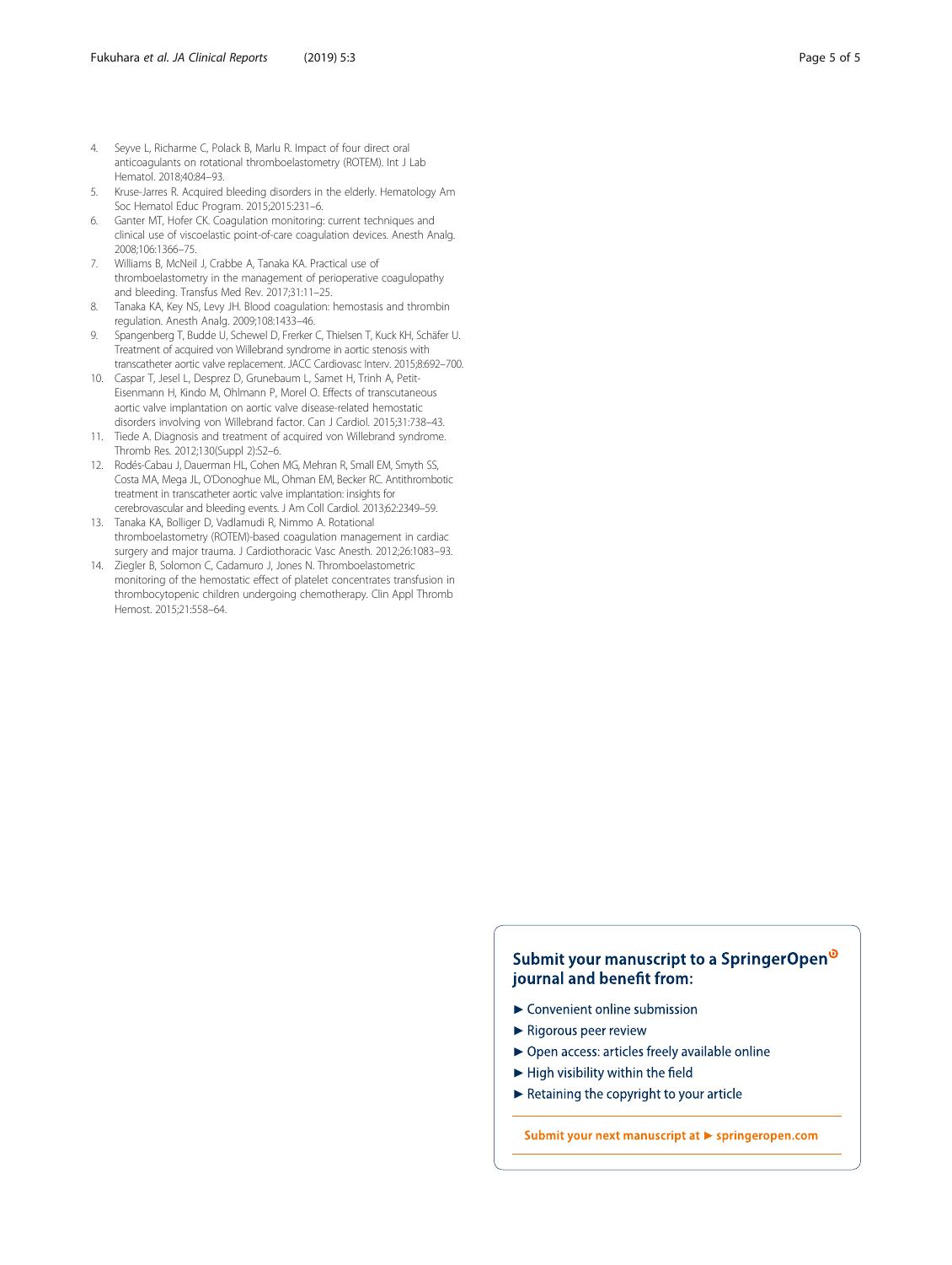4. Seyve L, Richarme C, Polack B, Marlu R. Impact of four direct oral anticoagulants on rotational thromboelastometry (ROTEM). Int J Lab Hematol. 2018;40:84–93.
5. Kruse-Jarres R. Acquired bleeding disorders in the elderly. Hematology Am Soc Hematol Educ Program. 2015;2015:231–6.
6. Ganter MT, Hofer CK. Coagulation monitoring: current techniques and clinical use of viscoelastic point-of-care coagulation devices. Anesth Analg. 2008;106:1366–75.
7. Williams B, McNeil J, Crabbe A, Tanaka KA. Practical use of thromboelastometry in the management of perioperative coagulopathy and bleeding. Transfus Med Rev. 2017;31:11–25.
8. Tanaka KA, Key NS, Levy JH. Blood coagulation: hemostasis and thrombin regulation. Anesth Analg. 2009;108:1433–46.
9. Spangenberg T, Budde U, Schewel D, Frerker C, Thielsen T, Kuck KH, Schäfer U. Treatment of acquired von Willebrand syndrome in aortic stenosis with transcatheter aortic valve replacement. JACC Cardiovasc Interv. 2015;8:692–700.
10. Caspar T, Jesel L, Desprez D, Grunebaum L, Samet H, Trinh A, Petit-Eisenmann H, Kindo M, Ohlmann P, Morel O. Effects of transcutaneous aortic valve implantation on aortic valve disease-related hemostatic disorders involving von Willebrand factor. Can J Cardiol. 2015;31:738–43.
11. Tiede A. Diagnosis and treatment of acquired von Willebrand syndrome. Thromb Res. 2012;130(Suppl 2):S2–6.
12. Rodés-Cabau J, Dauerman HL, Cohen MG, Mehran R, Small EM, Smyth SS, Costa MA, Mega JL, O'Donoghue ML, Ohman EM, Becker RC. Antithrombotic treatment in transcatheter aortic valve implantation: insights for cerebrovascular and bleeding events. J Am Coll Cardiol. 2013;62:2349–59.
13. Tanaka KA, Bolliger D, Vadlamudi R, Nimmo A. Rotational thromboelastometry (ROTEM)-based coagulation management in cardiac surgery and major trauma. J Cardiothoracic Vasc Anesth. 2012;26:1083–93.
14. Ziegler B, Solomon C, Cadamuro J, Jones N. Thromboelastometric monitoring of the hemostatic effect of platelet concentrates transfusion in thrombocytopenic children undergoing chemotherapy. Clin Appl Thromb Hemost. 2015;21:558–64.

**Submit your manuscript to a SpringerOpen journal and benefit from:**

- ► Convenient online submission
- ► Rigorous peer review
- ► Open access: articles freely available online
- ► High visibility within the field
- ► Retaining the copyright to your article

**Submit your next manuscript at ► springeropen.com**